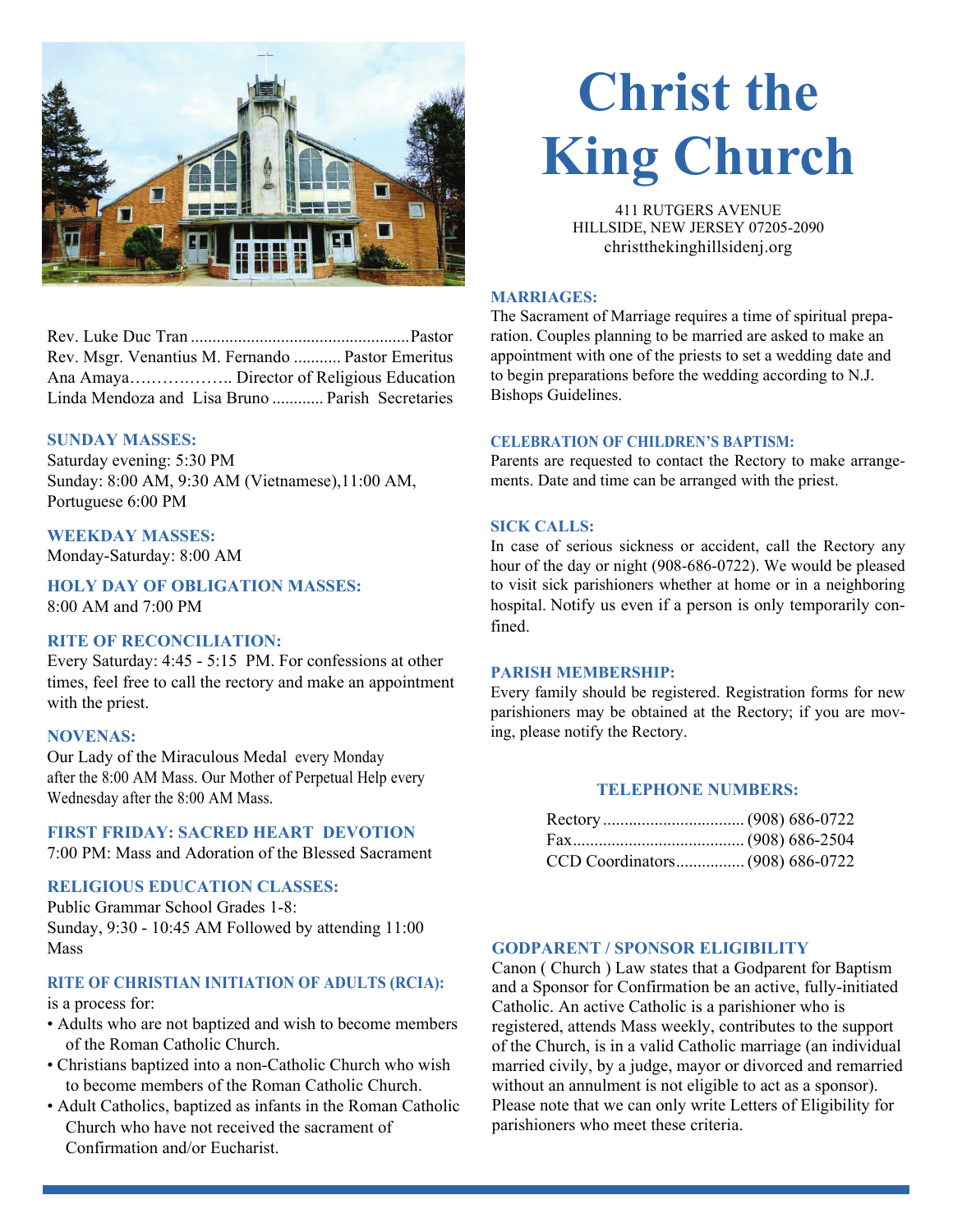# Christ the King Church

411 RUTGERS AVENUE
HILLSIDE, NEW JERSEY 07205-2090
christthekinghillsidenj.org

Rev. Luke Duc Tran .................................................. Pastor
Rev. Msgr. Venantius M. Fernando ........... Pastor Emeritus
Ana Amaya……………….. Director of Religious Education
Linda Mendoza and Lisa Bruno ............ Parish Secretaries

### SUNDAY MASSES:

Saturday evening: 5:30 PM
Sunday: 8:00 AM, 9:30 AM (Vietnamese),11:00 AM, Portuguese 6:00 PM

### WEEKDAY MASSES:

Monday-Saturday: 8:00 AM

### HOLY DAY OF OBLIGATION MASSES:

8:00 AM and 7:00 PM

### RITE OF RECONCILIATION:

Every Saturday: 4:45 - 5:15 PM. For confessions at other times, feel free to call the rectory and make an appointment with the priest.

### NOVENAS:

Our Lady of the Miraculous Medal every Monday after the 8:00 AM Mass. Our Mother of Perpetual Help every Wednesday after the 8:00 AM Mass.

### FIRST FRIDAY: SACRED HEART DEVOTION

7:00 PM: Mass and Adoration of the Blessed Sacrament

### RELIGIOUS EDUCATION CLASSES:

Public Grammar School Grades 1-8:
Sunday, 9:30 - 10:45 AM Followed by attending 11:00 Mass

### RITE OF CHRISTIAN INITIATION OF ADULTS (RCIA):

is a process for:

- Adults who are not baptized and wish to become members of the Roman Catholic Church.
- Christians baptized into a non-Catholic Church who wish to become members of the Roman Catholic Church.
- Adult Catholics, baptized as infants in the Roman Catholic Church who have not received the sacrament of Confirmation and/or Eucharist.

### MARRIAGES:

The Sacrament of Marriage requires a time of spiritual preparation. Couples planning to be married are asked to make an appointment with one of the priests to set a wedding date and to begin preparations before the wedding according to N.J. Bishops Guidelines.

### CELEBRATION OF CHILDREN'S BAPTISM:

Parents are requested to contact the Rectory to make arrangements. Date and time can be arranged with the priest.

### SICK CALLS:

In case of serious sickness or accident, call the Rectory any hour of the day or night (908-686-0722). We would be pleased to visit sick parishioners whether at home or in a neighboring hospital. Notify us even if a person is only temporarily confined.

### PARISH MEMBERSHIP:

Every family should be registered. Registration forms for new parishioners may be obtained at the Rectory; if you are moving, please notify the Rectory.

### TELEPHONE NUMBERS:

Rectory ................................ (908) 686-0722
Fax....................................... (908) 686-2504
CCD Coordinators................ (908) 686-0722

### GODPARENT / SPONSOR ELIGIBILITY

Canon ( Church ) Law states that a Godparent for Baptism and a Sponsor for Confirmation be an active, fully-initiated Catholic. An active Catholic is a parishioner who is registered, attends Mass weekly, contributes to the support of the Church, is in a valid Catholic marriage (an individual married civily, by a judge, mayor or divorced and remarried without an annulment is not eligible to act as a sponsor). Please note that we can only write Letters of Eligibility for parishioners who meet these criteria.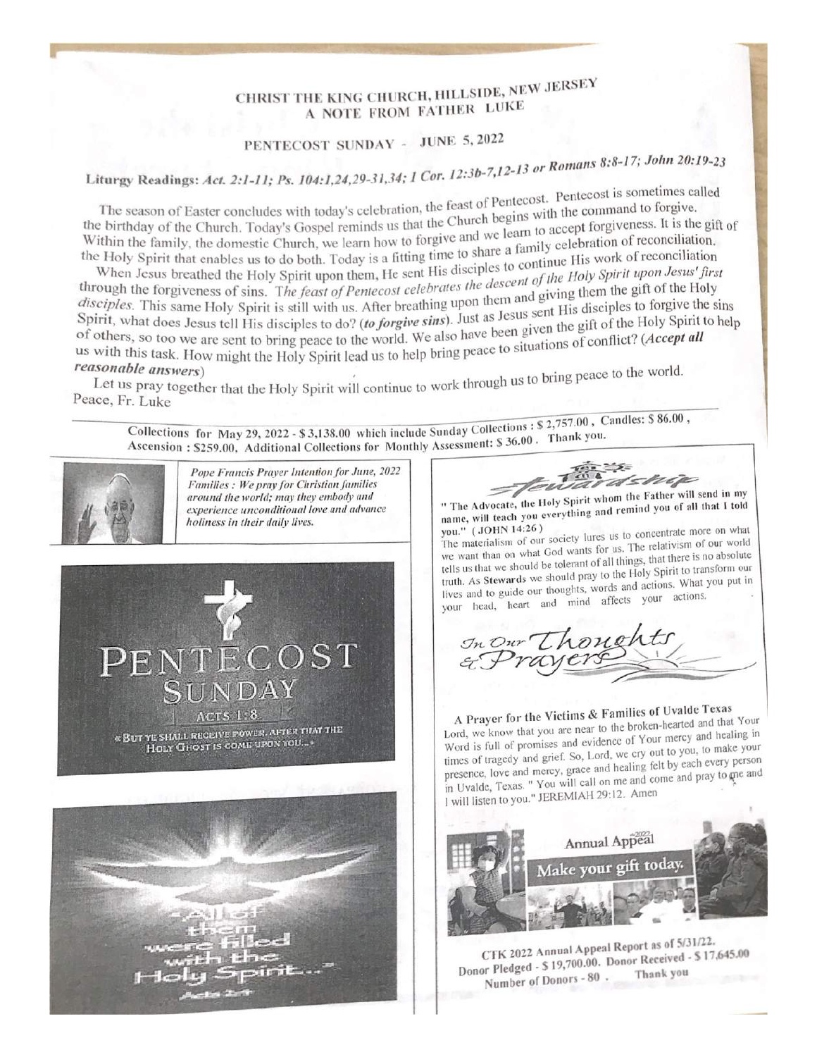# CHRIST THE KING CHURCH, HILLSIDE, NEW JERSEY
## A NOTE FROM FATHER LUKE

### PENTECOST SUNDAY - JUNE 5, 2022

**Liturgy Readings:** *Act. 2:1-11; Ps. 104:1,24,29-31,34; 1 Cor. 12:3b-7,12-13 or Romans 8:8-17; John 20:19-23*

The season of Easter concludes with today's celebration, the feast of Pentecost. Pentecost is sometimes called the birthday of the Church. Today's Gospel reminds us that the Church begins with the command to forgive. Within the family, the domestic Church, we learn how to forgive and we learn to accept forgiveness. It is the gift of the Holy Spirit that enables us to do both. Today is a fitting time to share a family celebration of reconciliation.

When Jesus breathed the Holy Spirit upon them, He sent His disciples to continue His work of reconciliation through the forgiveness of sins. *The feast of Pentecost celebrates the descent of the Holy Spirit upon Jesus' first disciples.* This same Holy Spirit is still with us. After breathing upon them and giving them the gift of the Holy Spirit, what does Jesus tell His disciples to do? (***to forgive sins***). Just as Jesus sent His disciples to forgive the sins of others, so too we are sent to bring peace to the world. We also have been given the gift of the Holy Spirit to help us with this task. How might the Holy Spirit lead us to help bring peace to situations of conflict? (***Accept all reasonable answers***)

Let us pray together that the Holy Spirit will continue to work through us to bring peace to the world.

Peace, Fr. Luke

---

**Collections for May 29, 2022 - $ 3,138.00 which include Sunday Collections : $ 2,757.00 , Candles: $ 86.00 , Ascension : $259.00, Additional Collections for Monthly Assessment: $ 36.00 . Thank you.**

*Pope Francis Prayer Intention for June, 2022*
*Families : We pray for Christian families around the world; may they embody and experience unconditional love and advance holiness in their daily lives.*

PENTECOST SUNDAY
ACTS 1:8
« BUT YE SHALL RECEIVE POWER, AFTER THAT THE HOLY GHOST IS COME UPON YOU... »

« All of them were filled with the Holy Spirit... »
Acts 2:4

## Stewardship

**" The Advocate, the Holy Spirit whom the Father will send in my name, will teach you everything and remind you of all that I told you." ( JOHN 14:26 )**

The materialism of our society lures us to concentrate more on what we want than on what God wants for us. The relativism of our world tells us that we should be tolerant of all things, that there is no absolute truth. As **Stewards** we should pray to the Holy Spirit to transform our lives and to guide our thoughts, words and actions. What you put in your head, heart and mind affects your actions.

## In Our Thoughts & Prayers

**A Prayer for the Victims & Families of Uvalde Texas**

Lord, we know that you are near to the broken-hearted and that Your Word is full of promises and evidence of Your mercy and healing in times of tragedy and grief. So, Lord, we cry out to you, to make your presence, love and mercy, grace and healing felt by each every person in Uvalde, Texas. " You will call on me and come and pray to me and I will listen to you." JEREMIAH 29:12. Amen

2022 Annual Appeal
Make your gift today.

CTK 2022 Annual Appeal Report as of 5/31/22.
Donor Pledged - $ 19,700.00. Donor Received - $ 17,645.00
Number of Donors - 80 . Thank you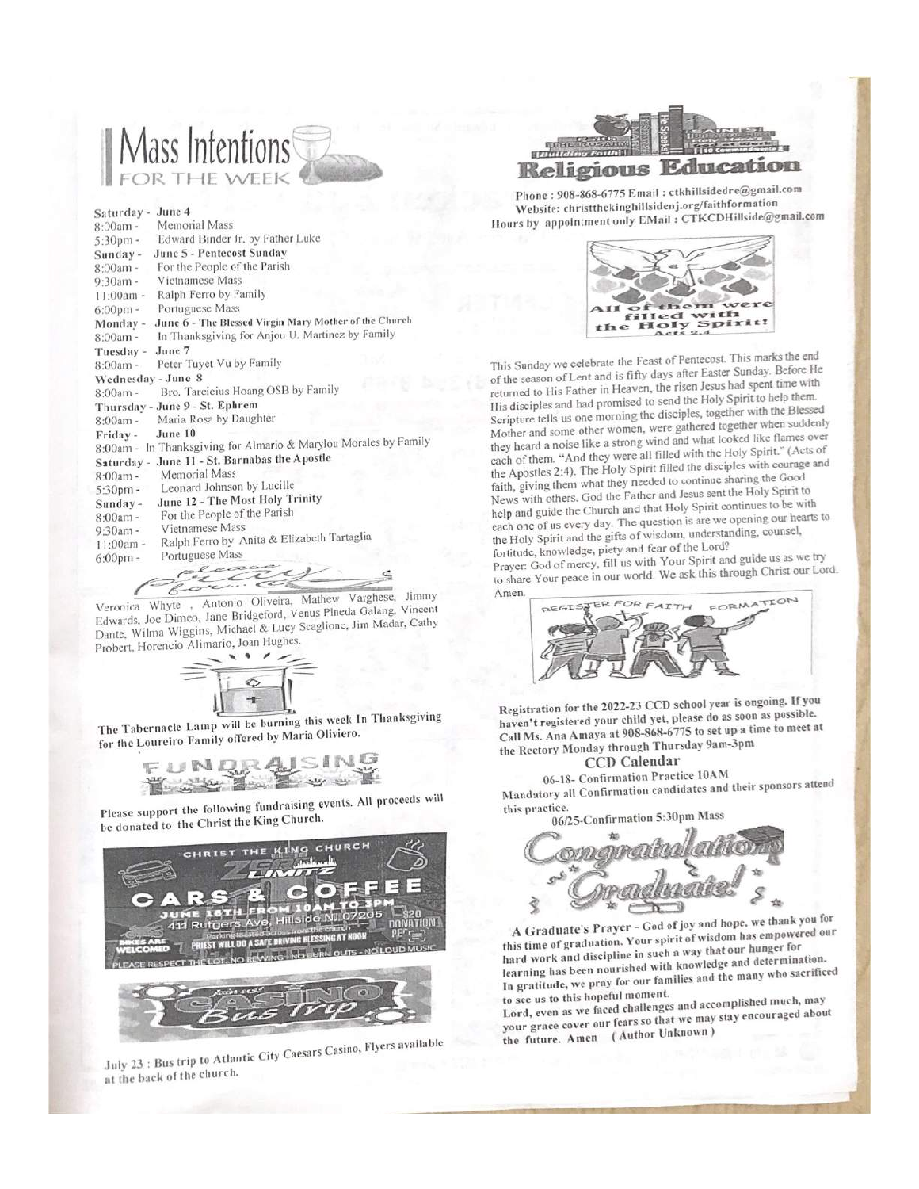# Mass Intentions
FOR THE WEEK

**Saturday - June 4**
8:00am - Memorial Mass
5:30pm - Edward Binder Jr. by Father Luke

**Sunday - June 5 - Pentecost Sunday**
8:00am - For the People of the Parish
9:30am - Vietnamese Mass
11:00am - Ralph Ferro by Family
6:00pm - Portuguese Mass

**Monday - June 6 - The Blessed Virgin Mary Mother of the Church**
8:00am - In Thanksgiving for Anjou U. Martinez by Family

**Tuesday - June 7**
8:00am - Peter Tuyet Vu by Family

**Wednesday - June 8**
8:00am - Bro. Tarcicius Hoang OSB by Family

**Thursday - June 9 - St. Ephrem**
8:00am - Maria Rosa by Daughter

**Friday - June 10**
8:00am - In Thanksgiving for Almario & Marylou Morales by Family

**Saturday - June 11 - St. Barnabas the Apostle**
8:00am - Memorial Mass
5:30pm - Leonard Johnson by Lucille

**Sunday - June 12 - The Most Holy Trinity**
8:00am - For the People of the Parish
9:30am - Vietnamese Mass
11:00am - Ralph Ferro by Anita & Elizabeth Tartaglia
6:00pm - Portuguese Mass

## Please Pray for:

Veronica Whyte , Antonio Oliveira, Mathew Varghese, Jimmy Edwards, Joe Dimeo, Jane Bridgeford, Venus Pineda Galang, Vincent Dante, Wilma Wiggins, Michael & Lucy Scaglione, Jim Madar, Cathy Probert, Horencio Alimario, Joan Hughes.

The Tabernacle Lamp will be burning this week In Thanksgiving for the Loureiro Family offered by Maria Oliviero.

## FUNDRAISING

Please support the following fundraising events. All proceeds will be donated to the Christ the King Church.

CHRIST THE KING CHURCH
ZERO LIMITZ
CARS & COFFEE
JUNE 18TH FROM 10AM TO 3PM
411 Rutgers Ave, Hillside NJ 07205
$20 DONATION PER CAR
Parking located across from the church
BIKES ARE WELCOMED
PRIEST WILL DO A SAFE DRIVING BLESSING AT NOON
PLEASE RESPECT THE LOT. NO REVVING - NO BURN OUTS - NO LOUD MUSIC.

Join us! CASINO Bus Trip

July 23 : Bus trip to Atlantic City Caesars Casino, Flyers available at the back of the church.

# Religious Education

Phone : 908-868-6775 Email : ctkhillsidedre@gmail.com
Website: christthekinghillsidenj.org/faithformation
Hours by appointment only EMail : CTKCDHillside@gmail.com

All of them were filled with the Holy Spirit!
Acts 2:4

This Sunday we celebrate the Feast of Pentecost. This marks the end of the season of Lent and is fifty days after Easter Sunday. Before He returned to His Father in Heaven, the risen Jesus had spent time with His disciples and had promised to send the Holy Spirit to help them. Scripture tells us one morning the disciples, together with the Blessed Mother and some other women, were gathered together when suddenly they heard a noise like a strong wind and what looked like flames over each of them. "And they were all filled with the Holy Spirit." (Acts of the Apostles 2:4). The Holy Spirit filled the disciples with courage and faith, giving them what they needed to continue sharing the Good News with others. God the Father and Jesus sent the Holy Spirit to help and guide the Church and that Holy Spirit continues to be with each one of us every day. The question is are we opening our hearts to the Holy Spirit and the gifts of wisdom, understanding, counsel, fortitude, knowledge, piety and fear of the Lord?

Prayer: God of mercy, fill us with Your Spirit and guide us as we try to share Your peace in our world. We ask this through Christ our Lord. Amen.

REGISTER FOR FAITH FORMATION

**Registration for the 2022-23 CCD school year is ongoing. If you haven't registered your child yet, please do as soon as possible. Call Ms. Ana Amaya at 908-868-6775 to set up a time to meet at the Rectory Monday through Thursday 9am-3pm**

### CCD Calendar

06-18- Confirmation Practice 10AM
Mandatory all Confirmation candidates and their sponsors attend this practice.
06/25-Confirmation 5:30pm Mass

Congratulations Graduate!

**A Graduate's Prayer - God of joy and hope, we thank you for this time of graduation. Your spirit of wisdom has empowered our hard work and discipline in such a way that our hunger for learning has been nourished with knowledge and determination. In gratitude, we pray for our families and the many who sacrificed to see us to this hopeful moment.**
**Lord, even as we faced challenges and accomplished much, may your grace cover our fears so that we may stay encouraged about the future. Amen (Author Unknown)**